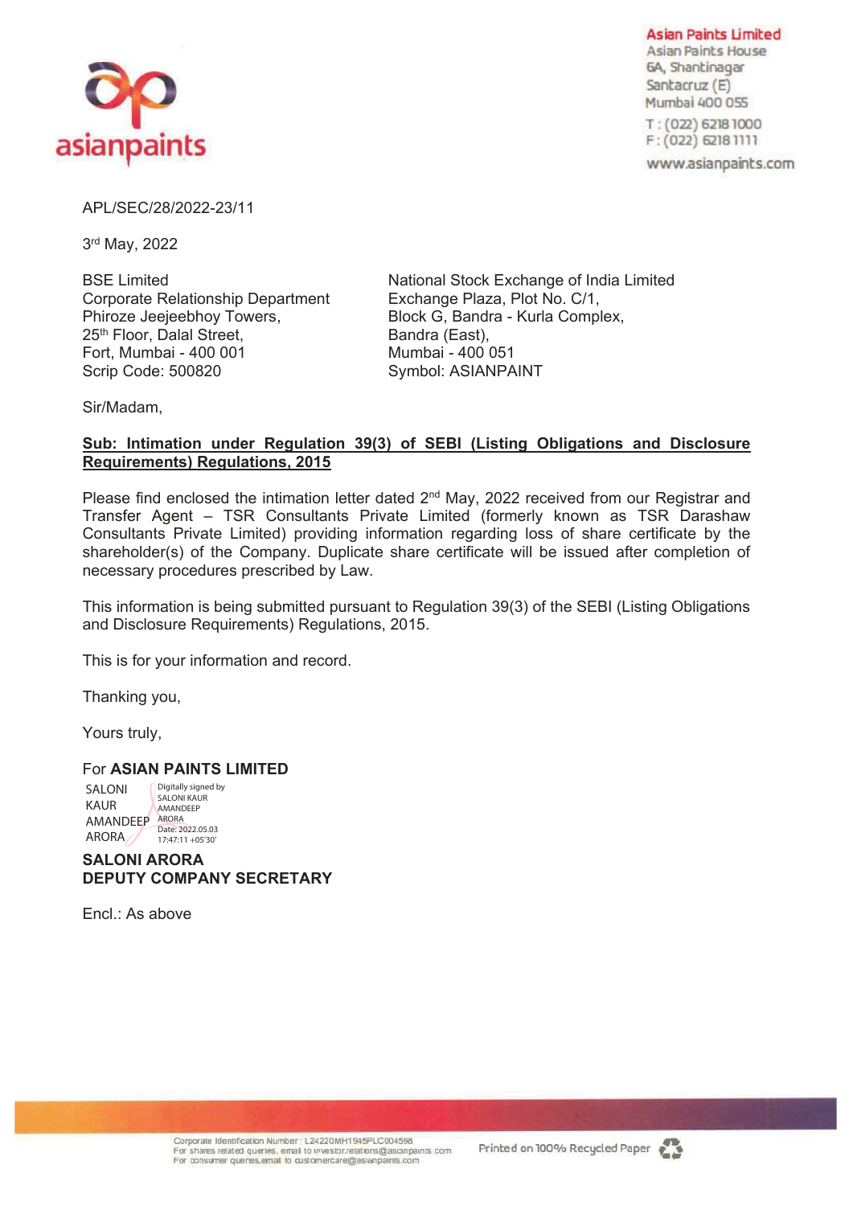Asian Paints Limited
Asian Paints House
6A, Shantinagar
Santacruz (E)
Mumbai 400 055

T : (022) 6218 1000
F : (022) 6218 1111

www.asianpaints.com

APL/SEC/28/2022-23/11

3rd May, 2022

BSE Limited
Corporate Relationship Department
Phiroze Jeejeebhoy Towers,
25th Floor, Dalal Street,
Fort, Mumbai - 400 001
Scrip Code: 500820

National Stock Exchange of India Limited
Exchange Plaza, Plot No. C/1,
Block G, Bandra - Kurla Complex,
Bandra (East),
Mumbai - 400 051
Symbol: ASIANPAINT

Sir/Madam,

**Sub: Intimation under Regulation 39(3) of SEBI (Listing Obligations and Disclosure Requirements) Regulations, 2015**

Please find enclosed the intimation letter dated 2nd May, 2022 received from our Registrar and Transfer Agent – TSR Consultants Private Limited (formerly known as TSR Darashaw Consultants Private Limited) providing information regarding loss of share certificate by the shareholder(s) of the Company. Duplicate share certificate will be issued after completion of necessary procedures prescribed by Law.

This information is being submitted pursuant to Regulation 39(3) of the SEBI (Listing Obligations and Disclosure Requirements) Regulations, 2015.

This is for your information and record.

Thanking you,

Yours truly,

For **ASIAN PAINTS LIMITED**

SALONI KAUR AMANDEEP ARORA

Digitally signed by SALONI KAUR AMANDEEP ARORA
Date: 2022.05.03 17:47:11 +05'30'

**SALONI ARORA**
**DEPUTY COMPANY SECRETARY**

Encl.: As above

Corporate Identification Number : L24220MH1945PLC004598
For shares related queries, email to investor.relations@asianpaints.com
For consumer queries, email to customercare@asianpaints.com

Printed on 100% Recycled Paper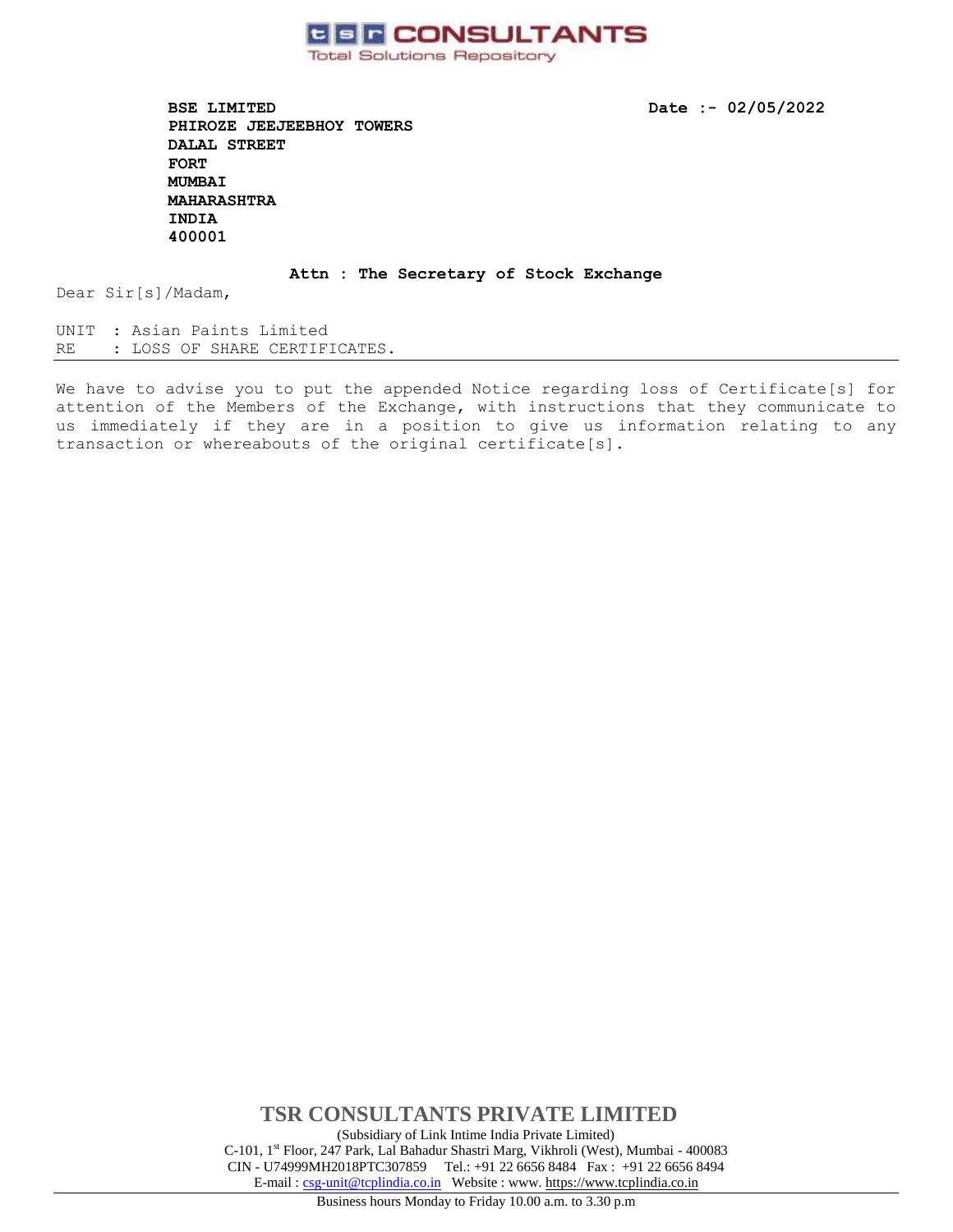**tsr CONSULTANTS**
Total Solutions Repository

**BSE LIMITED**
**PHIROZE JEEJEEBHOY TOWERS**
**DALAL STREET**
**FORT**
**MUMBAI**
**MAHARASHTRA**
**INDIA**
**400001**

**Date :- 02/05/2022**

**Attn : The Secretary of Stock Exchange**

Dear Sir[s]/Madam,

UNIT : Asian Paints Limited
RE : LOSS OF SHARE CERTIFICATES.

---

We have to advise you to put the appended Notice regarding loss of Certificate[s] for attention of the Members of the Exchange, with instructions that they communicate to us immediately if they are in a position to give us information relating to any transaction or whereabouts of the original certificate[s].

**TSR CONSULTANTS PRIVATE LIMITED**

(Subsidiary of Link Intime India Private Limited)
C-101, 1st Floor, 247 Park, Lal Bahadur Shastri Marg, Vikhroli (West), Mumbai - 400083
CIN - U74999MH2018PTC307859 Tel.: +91 22 6656 8484 Fax : +91 22 6656 8494
E-mail : csg-unit@tcplindia.co.in Website : www. https://www.tcplindia.co.in

Business hours Monday to Friday 10.00 a.m. to 3.30 p.m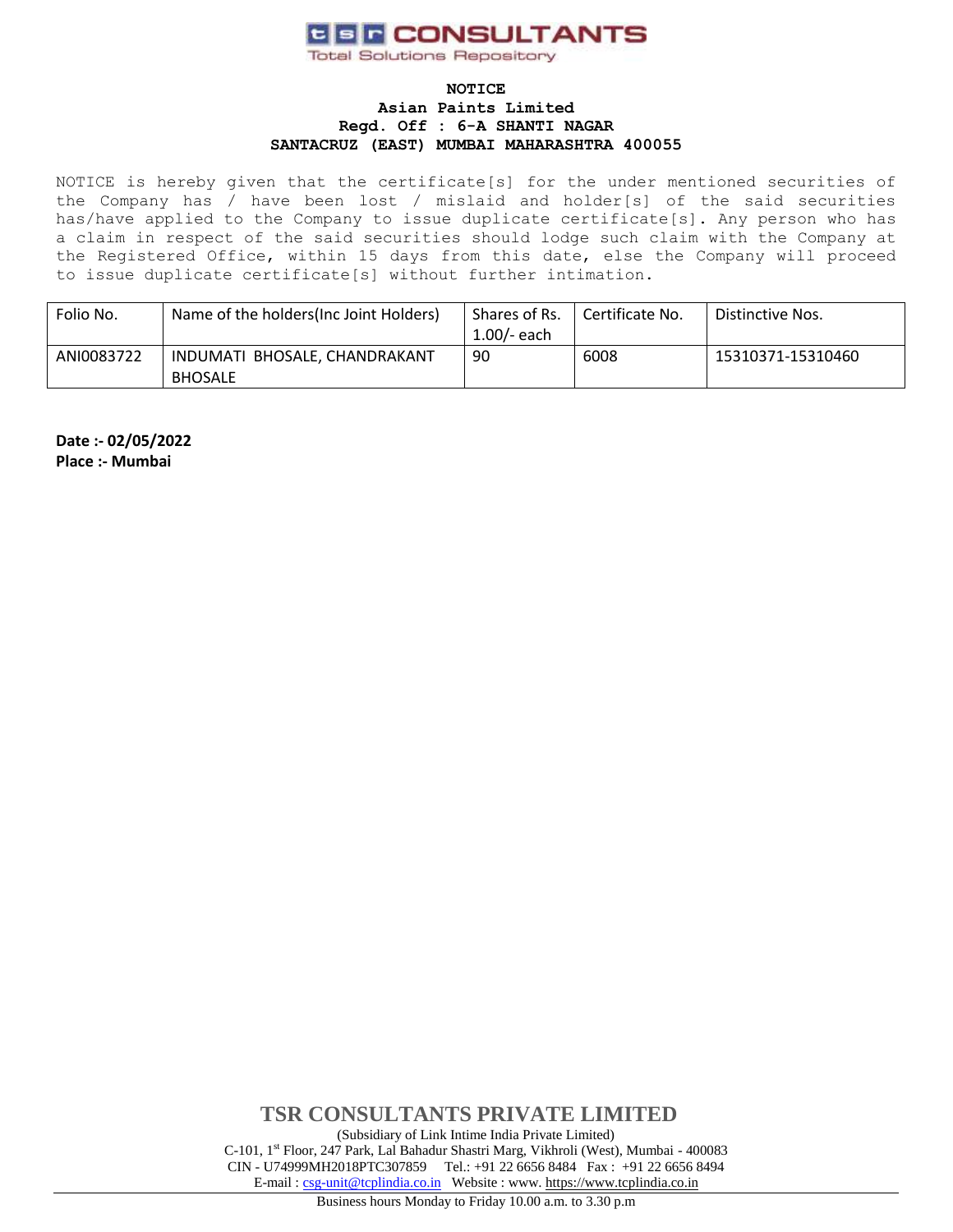**tsr CONSULTANTS**
Total Solutions Repository

**NOTICE**
**Asian Paints Limited**
**Regd. Off : 6-A SHANTI NAGAR**
**SANTACRUZ (EAST) MUMBAI MAHARASHTRA 400055**

NOTICE is hereby given that the certificate[s] for the under mentioned securities of the Company has / have been lost / mislaid and holder[s] of the said securities has/have applied to the Company to issue duplicate certificate[s]. Any person who has a claim in respect of the said securities should lodge such claim with the Company at the Registered Office, within 15 days from this date, else the Company will proceed to issue duplicate certificate[s] without further intimation.

| Folio No. | Name of the holders(Inc Joint Holders) | Shares of Rs. 1.00/- each | Certificate No. | Distinctive Nos. |
|---|---|---|---|---|
| ANI0083722 | INDUMATI BHOSALE, CHANDRAKANT BHOSALE | 90 | 6008 | 15310371-15310460 |

**Date :- 02/05/2022**
**Place :- Mumbai**

**TSR CONSULTANTS PRIVATE LIMITED**
(Subsidiary of Link Intime India Private Limited)
C-101, 1st Floor, 247 Park, Lal Bahadur Shastri Marg, Vikhroli (West), Mumbai - 400083
CIN - U74999MH2018PTC307859 Tel.: +91 22 6656 8484 Fax : +91 22 6656 8494
E-mail : csg-unit@tcplindia.co.in Website : www. https://www.tcplindia.co.in
Business hours Monday to Friday 10.00 a.m. to 3.30 p.m